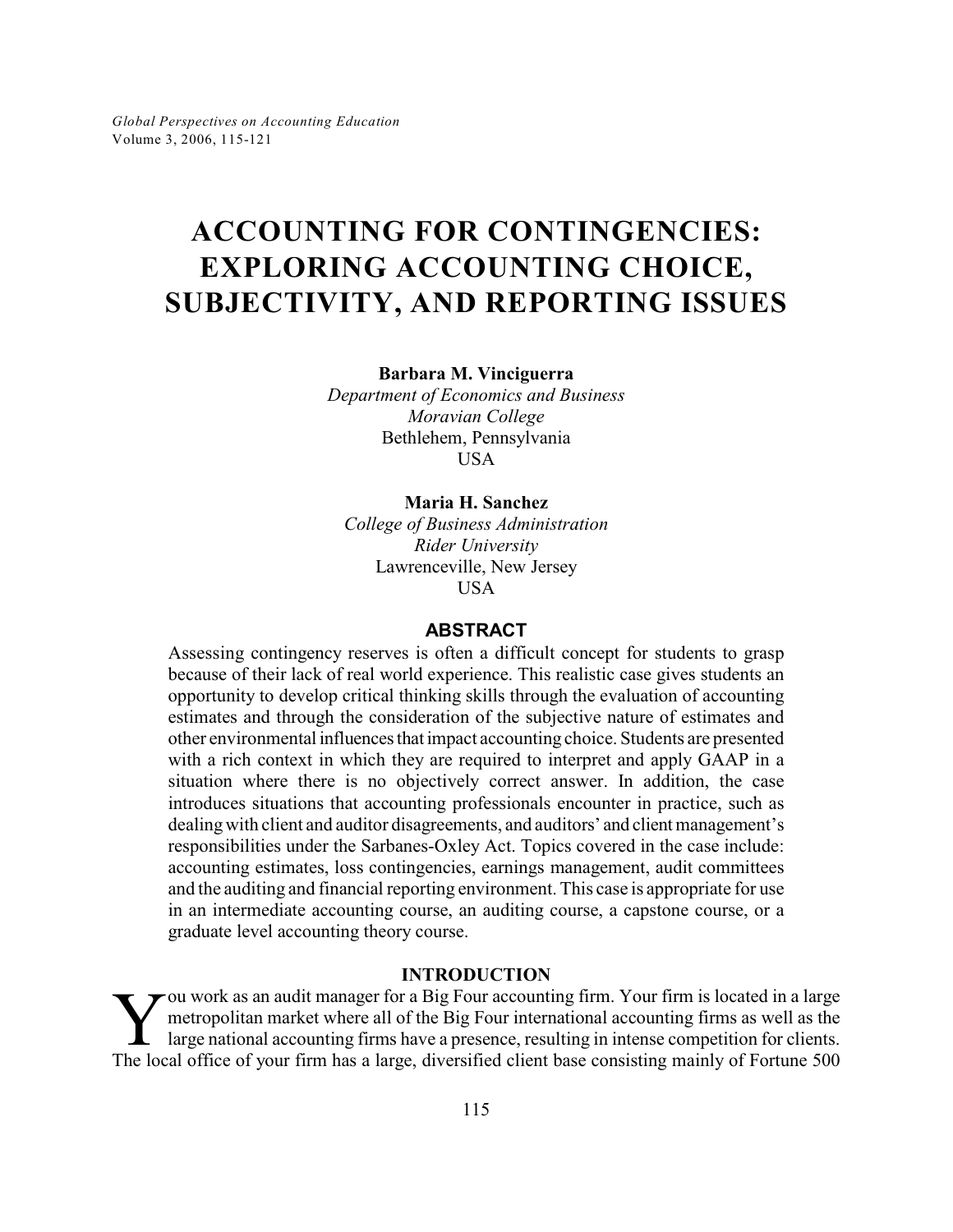# ACCOUNTING FOR CONTINGENCIES: EXPLORING ACCOUNTING CHOICE, SUBJECTIVITY, AND REPORTING ISSUES

**Barbara M. Vinciguerra**
*Department of Economics and Business*
*Moravian College*
Bethlehem, Pennsylvania
USA

**Maria H. Sanchez**
*College of Business Administration*
*Rider University*
Lawrenceville, New Jersey
USA

## ABSTRACT

Assessing contingency reserves is often a difficult concept for students to grasp because of their lack of real world experience. This realistic case gives students an opportunity to develop critical thinking skills through the evaluation of accounting estimates and through the consideration of the subjective nature of estimates and other environmental influences that impact accounting choice. Students are presented with a rich context in which they are required to interpret and apply GAAP in a situation where there is no objectively correct answer. In addition, the case introduces situations that accounting professionals encounter in practice, such as dealing with client and auditor disagreements, and auditors' and client management's responsibilities under the Sarbanes-Oxley Act. Topics covered in the case include: accounting estimates, loss contingencies, earnings management, audit committees and the auditing and financial reporting environment. This case is appropriate for use in an intermediate accounting course, an auditing course, a capstone course, or a graduate level accounting theory course.

## INTRODUCTION

You work as an audit manager for a Big Four accounting firm. Your firm is located in a large metropolitan market where all of the Big Four international accounting firms as well as the large national accounting firms have a presence, resulting in intense competition for clients. The local office of your firm has a large, diversified client base consisting mainly of Fortune 500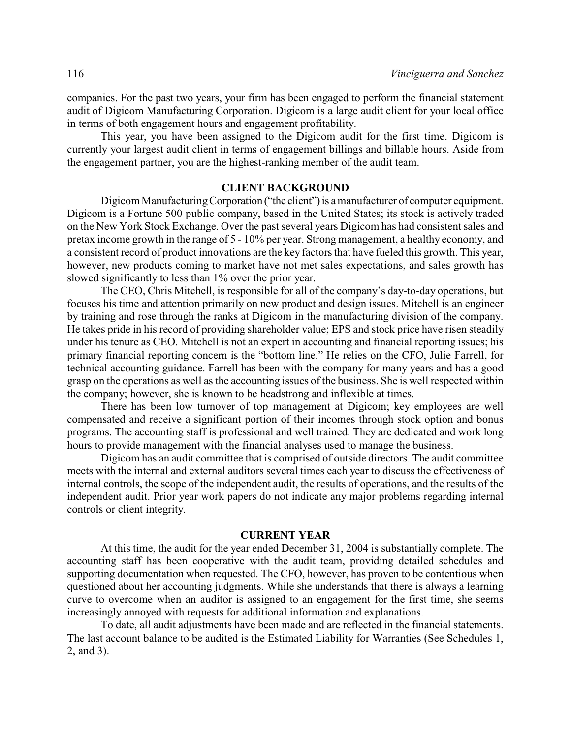companies. For the past two years, your firm has been engaged to perform the financial statement audit of Digicom Manufacturing Corporation. Digicom is a large audit client for your local office in terms of both engagement hours and engagement profitability.

This year, you have been assigned to the Digicom audit for the first time. Digicom is currently your largest audit client in terms of engagement billings and billable hours. Aside from the engagement partner, you are the highest-ranking member of the audit team.

## CLIENT BACKGROUND

Digicom Manufacturing Corporation ("the client") is a manufacturer of computer equipment. Digicom is a Fortune 500 public company, based in the United States; its stock is actively traded on the New York Stock Exchange. Over the past several years Digicom has had consistent sales and pretax income growth in the range of 5 - 10% per year. Strong management, a healthy economy, and a consistent record of product innovations are the key factors that have fueled this growth. This year, however, new products coming to market have not met sales expectations, and sales growth has slowed significantly to less than 1% over the prior year.

The CEO, Chris Mitchell, is responsible for all of the company's day-to-day operations, but focuses his time and attention primarily on new product and design issues. Mitchell is an engineer by training and rose through the ranks at Digicom in the manufacturing division of the company. He takes pride in his record of providing shareholder value; EPS and stock price have risen steadily under his tenure as CEO. Mitchell is not an expert in accounting and financial reporting issues; his primary financial reporting concern is the "bottom line." He relies on the CFO, Julie Farrell, for technical accounting guidance. Farrell has been with the company for many years and has a good grasp on the operations as well as the accounting issues of the business. She is well respected within the company; however, she is known to be headstrong and inflexible at times.

There has been low turnover of top management at Digicom; key employees are well compensated and receive a significant portion of their incomes through stock option and bonus programs. The accounting staff is professional and well trained. They are dedicated and work long hours to provide management with the financial analyses used to manage the business.

Digicom has an audit committee that is comprised of outside directors. The audit committee meets with the internal and external auditors several times each year to discuss the effectiveness of internal controls, the scope of the independent audit, the results of operations, and the results of the independent audit. Prior year work papers do not indicate any major problems regarding internal controls or client integrity.

## CURRENT YEAR

At this time, the audit for the year ended December 31, 2004 is substantially complete. The accounting staff has been cooperative with the audit team, providing detailed schedules and supporting documentation when requested. The CFO, however, has proven to be contentious when questioned about her accounting judgments. While she understands that there is always a learning curve to overcome when an auditor is assigned to an engagement for the first time, she seems increasingly annoyed with requests for additional information and explanations.

To date, all audit adjustments have been made and are reflected in the financial statements. The last account balance to be audited is the Estimated Liability for Warranties (See Schedules 1, 2, and 3).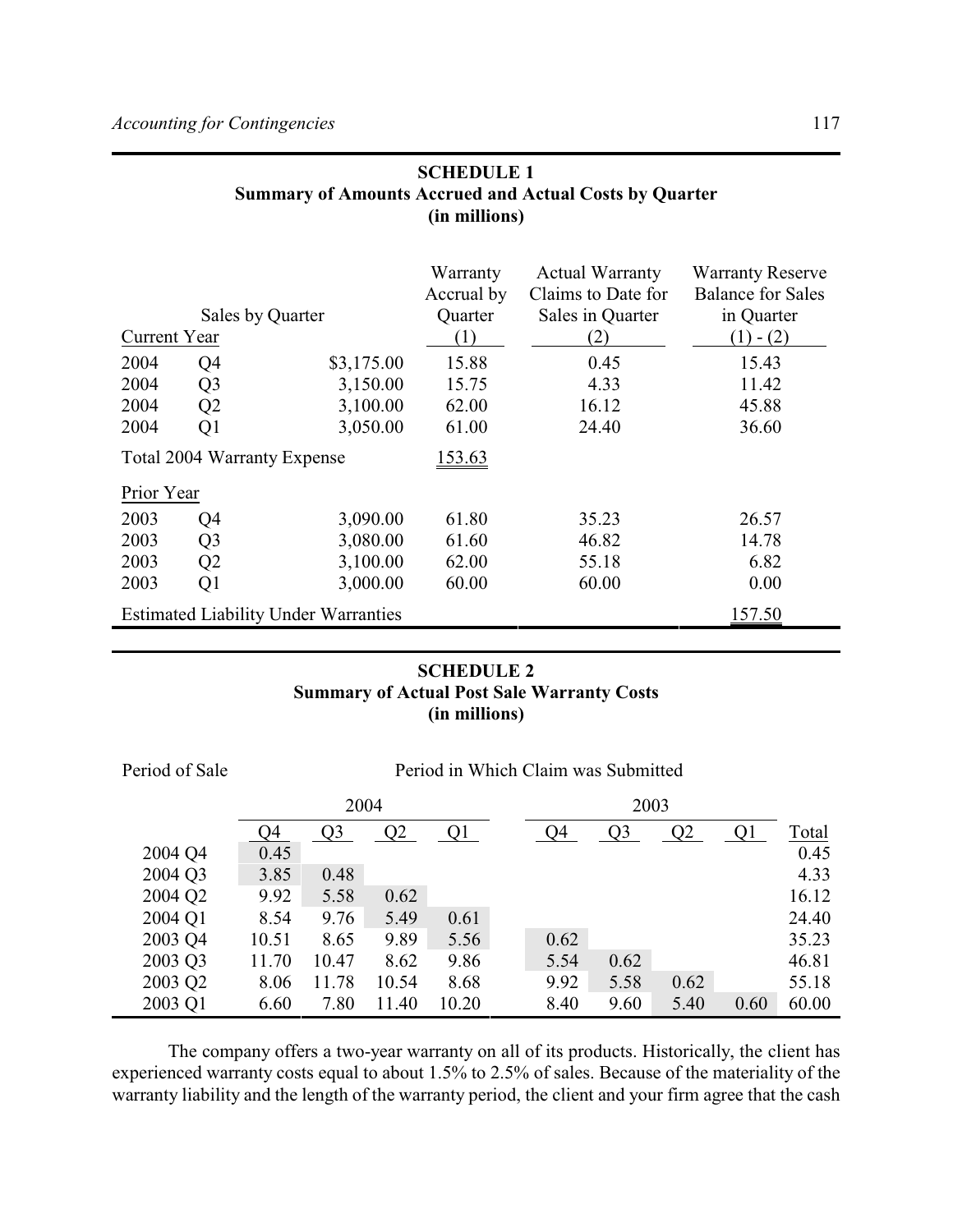## SCHEDULE 1
### Summary of Amounts Accrued and Actual Costs by Quarter
### (in millions)

| Sales by Quarter | | | Warranty Accrual by Quarter (1) | Actual Warranty Claims to Date for Sales in Quarter (2) | Warranty Reserve Balance for Sales in Quarter (1) - (2) |
|---|---|---|---|---|---|
| Current Year | | | | | |
| 2004 | Q4 | $3,175.00 | 15.88 | 0.45 | 15.43 |
| 2004 | Q3 | 3,150.00 | 15.75 | 4.33 | 11.42 |
| 2004 | Q2 | 3,100.00 | 62.00 | 16.12 | 45.88 |
| 2004 | Q1 | 3,050.00 | 61.00 | 24.40 | 36.60 |
| Total 2004 Warranty Expense | | | 153.63 | | |
| Prior Year | | | | | |
| 2003 | Q4 | 3,090.00 | 61.80 | 35.23 | 26.57 |
| 2003 | Q3 | 3,080.00 | 61.60 | 46.82 | 14.78 |
| 2003 | Q2 | 3,100.00 | 62.00 | 55.18 | 6.82 |
| 2003 | Q1 | 3,000.00 | 60.00 | 60.00 | 0.00 |
| Estimated Liability Under Warranties | | | | | 157.50 |

## SCHEDULE 2
### Summary of Actual Post Sale Warranty Costs
### (in millions)

| Period of Sale | Period in Which Claim was Submitted | | | | | | | | |
|---|---|---|---|---|---|---|---|---|---|
| | 2004 | | | | 2003 | | | | |
| | Q4 | Q3 | Q2 | Q1 | Q4 | Q3 | Q2 | Q1 | Total |
| 2004 Q4 | 0.45 | | | | | | | | 0.45 |
| 2004 Q3 | 3.85 | 0.48 | | | | | | | 4.33 |
| 2004 Q2 | 9.92 | 5.58 | 0.62 | | | | | | 16.12 |
| 2004 Q1 | 8.54 | 9.76 | 5.49 | 0.61 | | | | | 24.40 |
| 2003 Q4 | 10.51 | 8.65 | 9.89 | 5.56 | 0.62 | | | | 35.23 |
| 2003 Q3 | 11.70 | 10.47 | 8.62 | 9.86 | 5.54 | 0.62 | | | 46.81 |
| 2003 Q2 | 8.06 | 11.78 | 10.54 | 8.68 | 9.92 | 5.58 | 0.62 | | 55.18 |
| 2003 Q1 | 6.60 | 7.80 | 11.40 | 10.20 | 8.40 | 9.60 | 5.40 | 0.60 | 60.00 |

The company offers a two-year warranty on all of its products. Historically, the client has experienced warranty costs equal to about 1.5% to 2.5% of sales. Because of the materiality of the warranty liability and the length of the warranty period, the client and your firm agree that the cash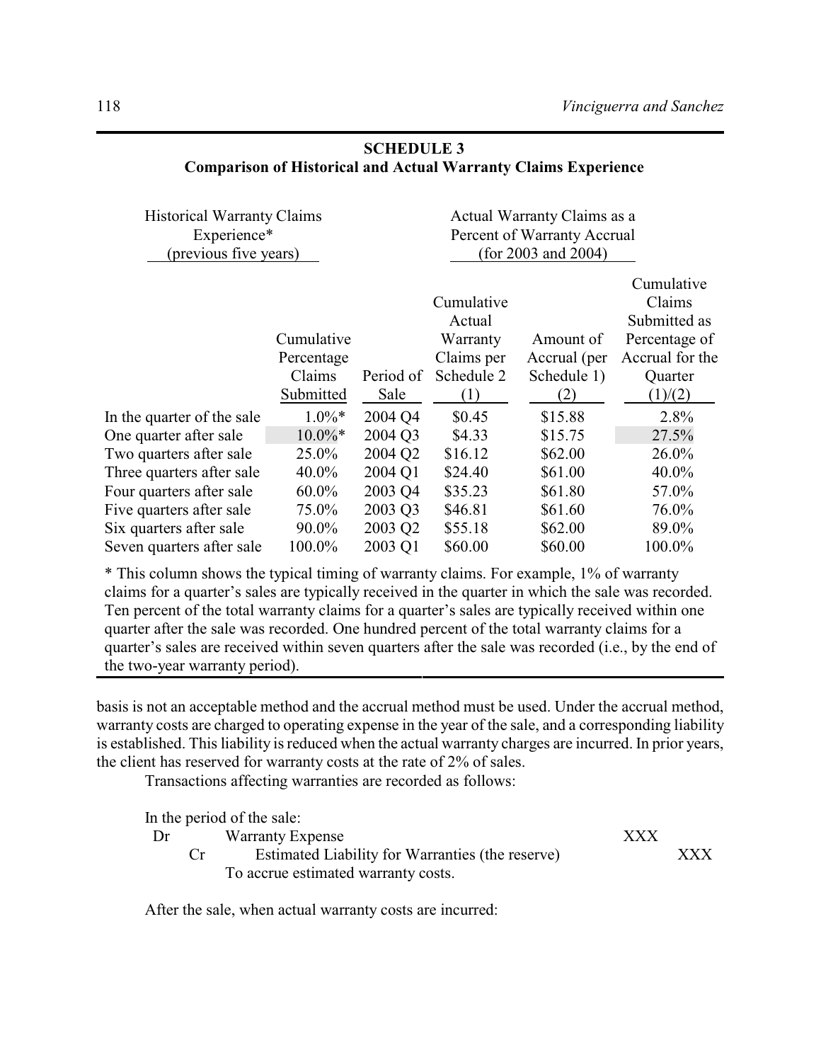## SCHEDULE 3
## Comparison of Historical and Actual Warranty Claims Experience

| | Historical Warranty Claims Experience* (previous five years) | | Actual Warranty Claims as a Percent of Warranty Accrual (for 2003 and 2004) | | |
|---|---|---|---|---|---|
| | Cumulative Percentage Claims Submitted | Period of Sale | Cumulative Actual Warranty Claims per Schedule 2 (1) | Amount of Accrual (per Schedule 1) (2) | Cumulative Claims Submitted as Percentage of Accrual for the Quarter (1)/(2) |
| In the quarter of the sale | 1.0%* | 2004 Q4 | $0.45 | $15.88 | 2.8% |
| One quarter after sale | 10.0%* | 2004 Q3 | $4.33 | $15.75 | 27.5% |
| Two quarters after sale | 25.0% | 2004 Q2 | $16.12 | $62.00 | 26.0% |
| Three quarters after sale | 40.0% | 2004 Q1 | $24.40 | $61.00 | 40.0% |
| Four quarters after sale | 60.0% | 2003 Q4 | $35.23 | $61.80 | 57.0% |
| Five quarters after sale | 75.0% | 2003 Q3 | $46.81 | $61.60 | 76.0% |
| Six quarters after sale | 90.0% | 2003 Q2 | $55.18 | $62.00 | 89.0% |
| Seven quarters after sale | 100.0% | 2003 Q1 | $60.00 | $60.00 | 100.0% |

* This column shows the typical timing of warranty claims. For example, 1% of warranty claims for a quarter's sales are typically received in the quarter in which the sale was recorded. Ten percent of the total warranty claims for a quarter's sales are typically received within one quarter after the sale was recorded. One hundred percent of the total warranty claims for a quarter's sales are received within seven quarters after the sale was recorded (i.e., by the end of the two-year warranty period).

basis is not an acceptable method and the accrual method must be used. Under the accrual method, warranty costs are charged to operating expense in the year of the sale, and a corresponding liability is established. This liability is reduced when the actual warranty charges are incurred. In prior years, the client has reserved for warranty costs at the rate of 2% of sales.

Transactions affecting warranties are recorded as follows:

In the period of the sale:

| | | Dr | Cr |
|---|---|---|---|
| Dr | Warranty Expense | XXX | |
| Cr | Estimated Liability for Warranties (the reserve) | | XXX |
| | To accrue estimated warranty costs. | | |

After the sale, when actual warranty costs are incurred: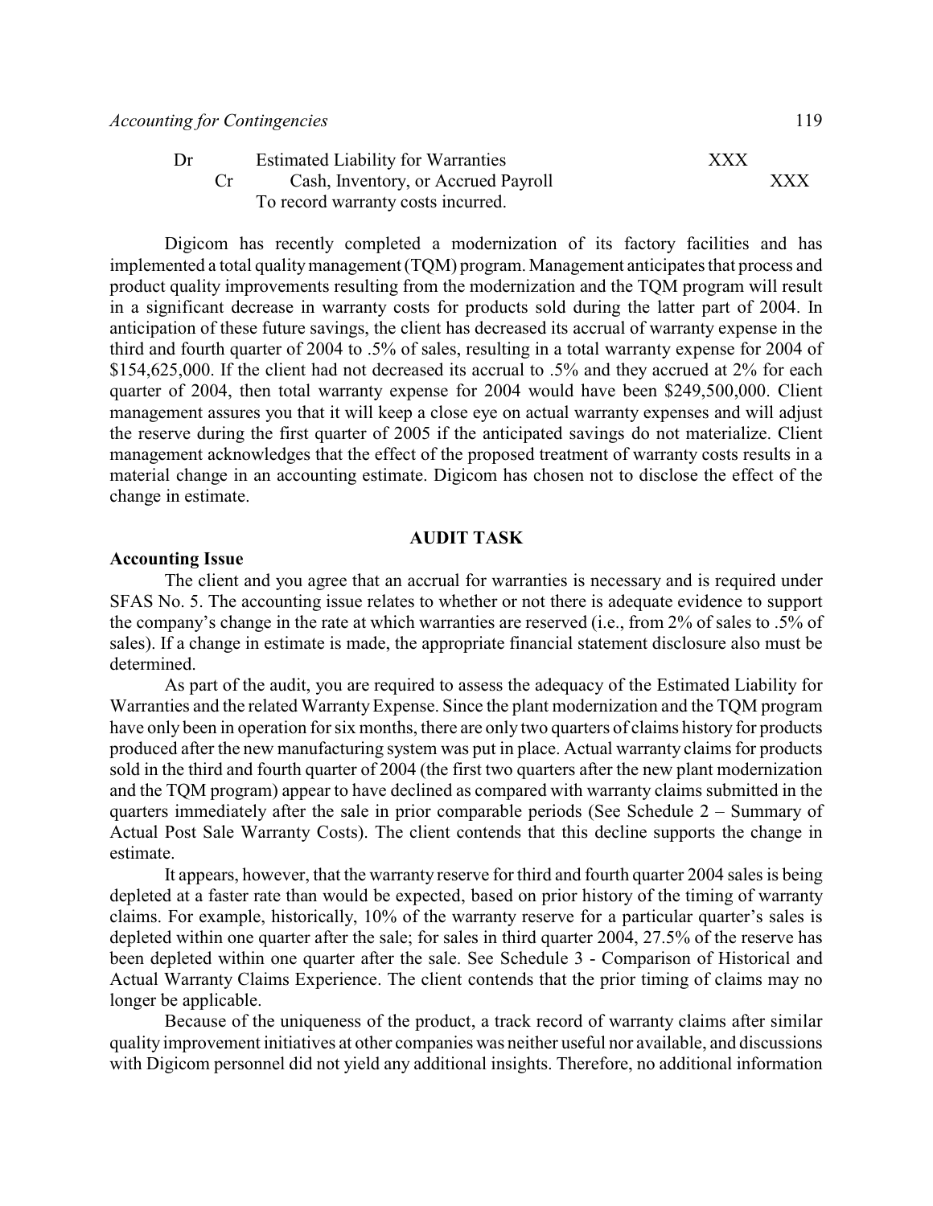| | | | |
|---|---|---|---|
| Dr | Estimated Liability for Warranties | XXX | |
| Cr | Cash, Inventory, or Accrued Payroll | | XXX |
| | To record warranty costs incurred. | | |

Digicom has recently completed a modernization of its factory facilities and has implemented a total quality management (TQM) program. Management anticipates that process and product quality improvements resulting from the modernization and the TQM program will result in a significant decrease in warranty costs for products sold during the latter part of 2004. In anticipation of these future savings, the client has decreased its accrual of warranty expense in the third and fourth quarter of 2004 to .5% of sales, resulting in a total warranty expense for 2004 of $154,625,000. If the client had not decreased its accrual to .5% and they accrued at 2% for each quarter of 2004, then total warranty expense for 2004 would have been $249,500,000. Client management assures you that it will keep a close eye on actual warranty expenses and will adjust the reserve during the first quarter of 2005 if the anticipated savings do not materialize. Client management acknowledges that the effect of the proposed treatment of warranty costs results in a material change in an accounting estimate. Digicom has chosen not to disclose the effect of the change in estimate.

## AUDIT TASK

### Accounting Issue

The client and you agree that an accrual for warranties is necessary and is required under SFAS No. 5. The accounting issue relates to whether or not there is adequate evidence to support the company's change in the rate at which warranties are reserved (i.e., from 2% of sales to .5% of sales). If a change in estimate is made, the appropriate financial statement disclosure also must be determined.

As part of the audit, you are required to assess the adequacy of the Estimated Liability for Warranties and the related Warranty Expense. Since the plant modernization and the TQM program have only been in operation for six months, there are only two quarters of claims history for products produced after the new manufacturing system was put in place. Actual warranty claims for products sold in the third and fourth quarter of 2004 (the first two quarters after the new plant modernization and the TQM program) appear to have declined as compared with warranty claims submitted in the quarters immediately after the sale in prior comparable periods (See Schedule 2 – Summary of Actual Post Sale Warranty Costs). The client contends that this decline supports the change in estimate.

It appears, however, that the warranty reserve for third and fourth quarter 2004 sales is being depleted at a faster rate than would be expected, based on prior history of the timing of warranty claims. For example, historically, 10% of the warranty reserve for a particular quarter's sales is depleted within one quarter after the sale; for sales in third quarter 2004, 27.5% of the reserve has been depleted within one quarter after the sale. See Schedule 3 - Comparison of Historical and Actual Warranty Claims Experience. The client contends that the prior timing of claims may no longer be applicable.

Because of the uniqueness of the product, a track record of warranty claims after similar quality improvement initiatives at other companies was neither useful nor available, and discussions with Digicom personnel did not yield any additional insights. Therefore, no additional information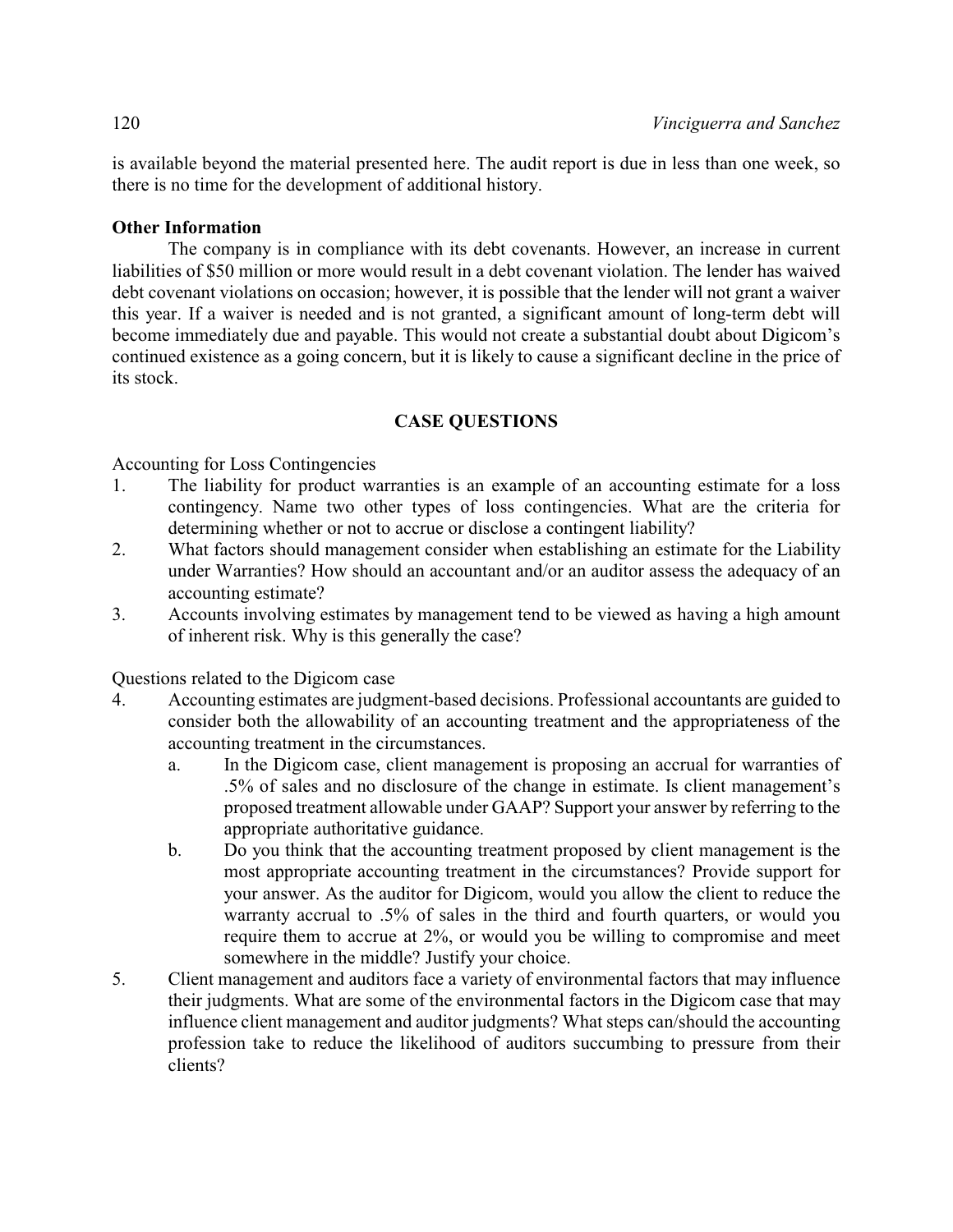is available beyond the material presented here. The audit report is due in less than one week, so there is no time for the development of additional history.

### Other Information

The company is in compliance with its debt covenants. However, an increase in current liabilities of $50 million or more would result in a debt covenant violation. The lender has waived debt covenant violations on occasion; however, it is possible that the lender will not grant a waiver this year. If a waiver is needed and is not granted, a significant amount of long-term debt will become immediately due and payable. This would not create a substantial doubt about Digicom's continued existence as a going concern, but it is likely to cause a significant decline in the price of its stock.

## CASE QUESTIONS

Accounting for Loss Contingencies

1. The liability for product warranties is an example of an accounting estimate for a loss contingency. Name two other types of loss contingencies. What are the criteria for determining whether or not to accrue or disclose a contingent liability?
2. What factors should management consider when establishing an estimate for the Liability under Warranties? How should an accountant and/or an auditor assess the adequacy of an accounting estimate?
3. Accounts involving estimates by management tend to be viewed as having a high amount of inherent risk. Why is this generally the case?

Questions related to the Digicom case

4. Accounting estimates are judgment-based decisions. Professional accountants are guided to consider both the allowability of an accounting treatment and the appropriateness of the accounting treatment in the circumstances.
   a. In the Digicom case, client management is proposing an accrual for warranties of .5% of sales and no disclosure of the change in estimate. Is client management's proposed treatment allowable under GAAP? Support your answer by referring to the appropriate authoritative guidance.
   b. Do you think that the accounting treatment proposed by client management is the most appropriate accounting treatment in the circumstances? Provide support for your answer. As the auditor for Digicom, would you allow the client to reduce the warranty accrual to .5% of sales in the third and fourth quarters, or would you require them to accrue at 2%, or would you be willing to compromise and meet somewhere in the middle? Justify your choice.
5. Client management and auditors face a variety of environmental factors that may influence their judgments. What are some of the environmental factors in the Digicom case that may influence client management and auditor judgments? What steps can/should the accounting profession take to reduce the likelihood of auditors succumbing to pressure from their clients?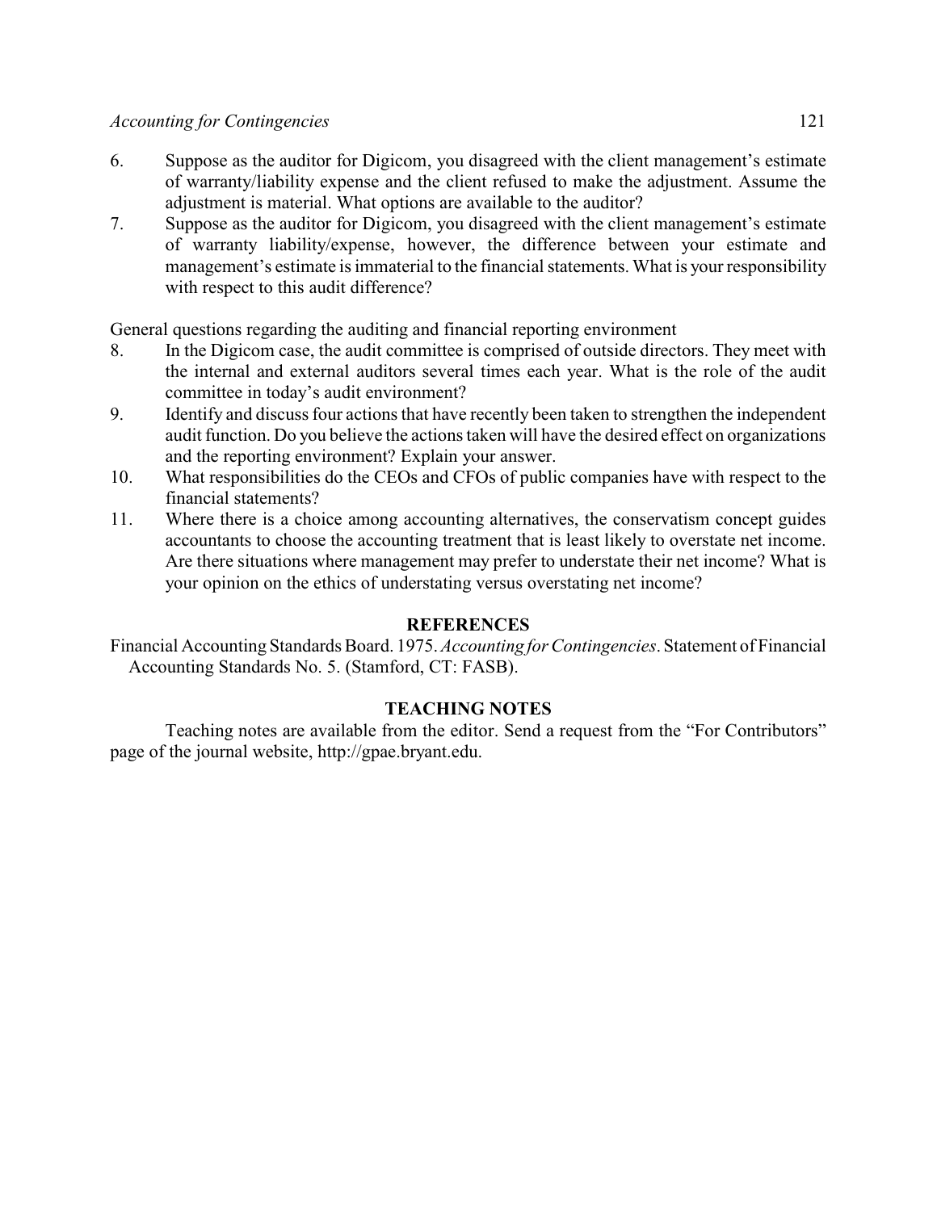6. Suppose as the auditor for Digicom, you disagreed with the client management's estimate of warranty/liability expense and the client refused to make the adjustment. Assume the adjustment is material. What options are available to the auditor?
7. Suppose as the auditor for Digicom, you disagreed with the client management's estimate of warranty liability/expense, however, the difference between your estimate and management's estimate is immaterial to the financial statements. What is your responsibility with respect to this audit difference?

General questions regarding the auditing and financial reporting environment

8. In the Digicom case, the audit committee is comprised of outside directors. They meet with the internal and external auditors several times each year. What is the role of the audit committee in today's audit environment?
9. Identify and discuss four actions that have recently been taken to strengthen the independent audit function. Do you believe the actions taken will have the desired effect on organizations and the reporting environment? Explain your answer.
10. What responsibilities do the CEOs and CFOs of public companies have with respect to the financial statements?
11. Where there is a choice among accounting alternatives, the conservatism concept guides accountants to choose the accounting treatment that is least likely to overstate net income. Are there situations where management may prefer to understate their net income? What is your opinion on the ethics of understating versus overstating net income?

## REFERENCES

Financial Accounting Standards Board. 1975. *Accounting for Contingencies*. Statement of Financial Accounting Standards No. 5. (Stamford, CT: FASB).

## TEACHING NOTES

Teaching notes are available from the editor. Send a request from the "For Contributors" page of the journal website, http://gpae.bryant.edu.